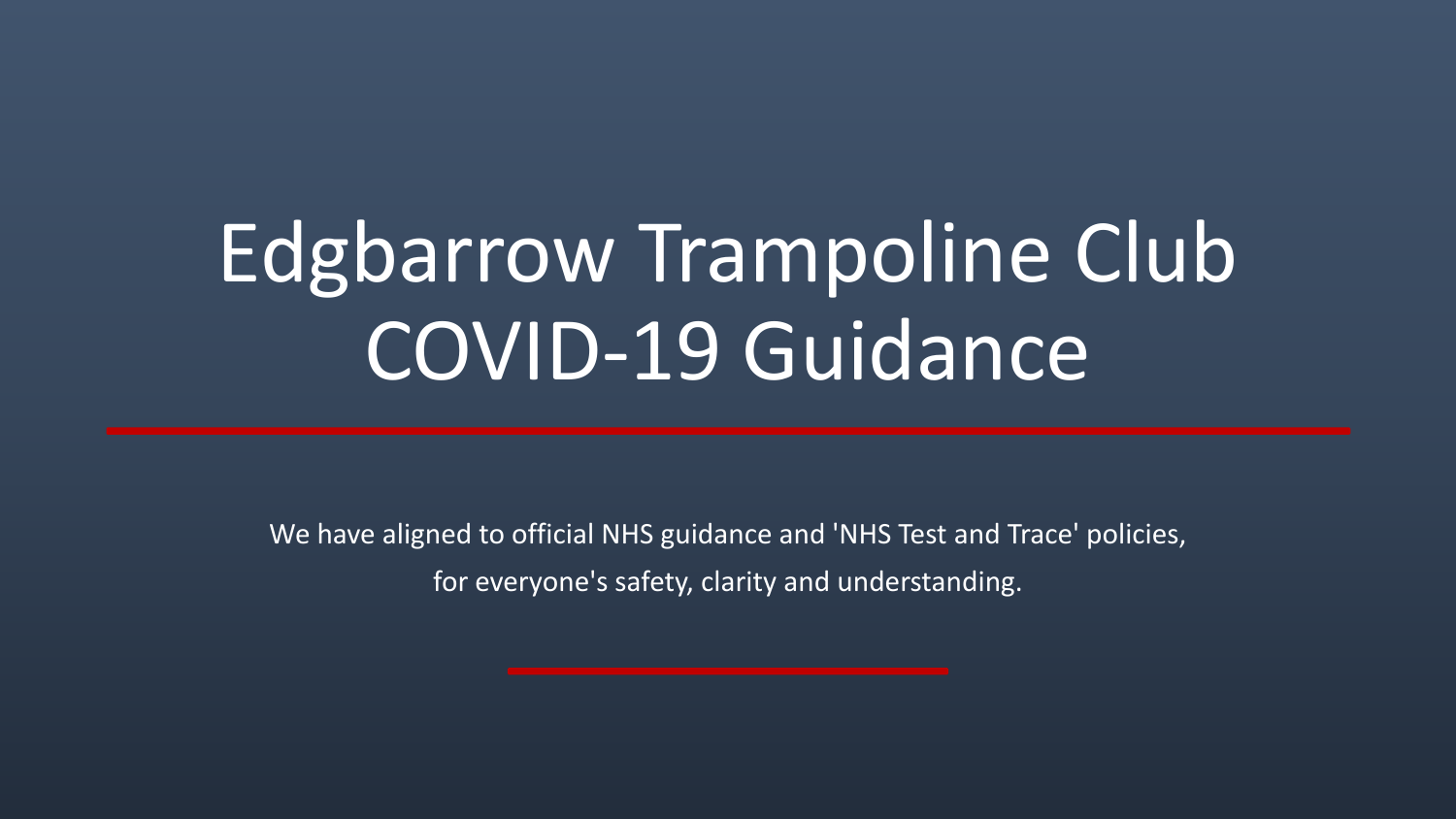# Edgbarrow Trampoline Club COVID-19 Guidance

We have aligned to official NHS guidance and 'NHS Test and Trace' policies, for everyone's safety, clarity and understanding.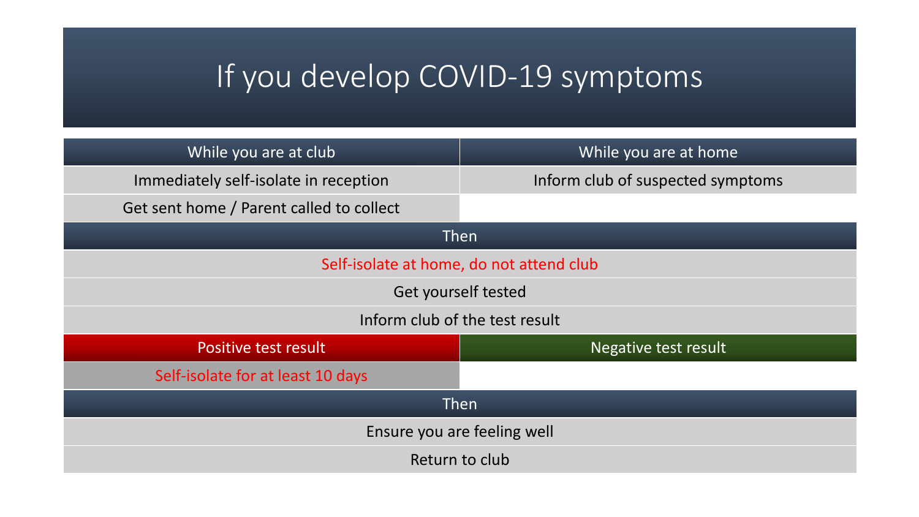# If you develop COVID-19 symptoms

| While you are at club | While you are at home |
| --- | --- |
| Immediately self-isolate in reception | Inform club of suspected symptoms |
| Get sent home / Parent called to collect | |
| Then | |
| Self-isolate at home, do not attend club | |
| Get yourself tested | |
| Inform club of the test result | |
| Positive test result | Negative test result |
| Self-isolate for at least 10 days | |
| Then | |
| Ensure you are feeling well | |
| Return to club | |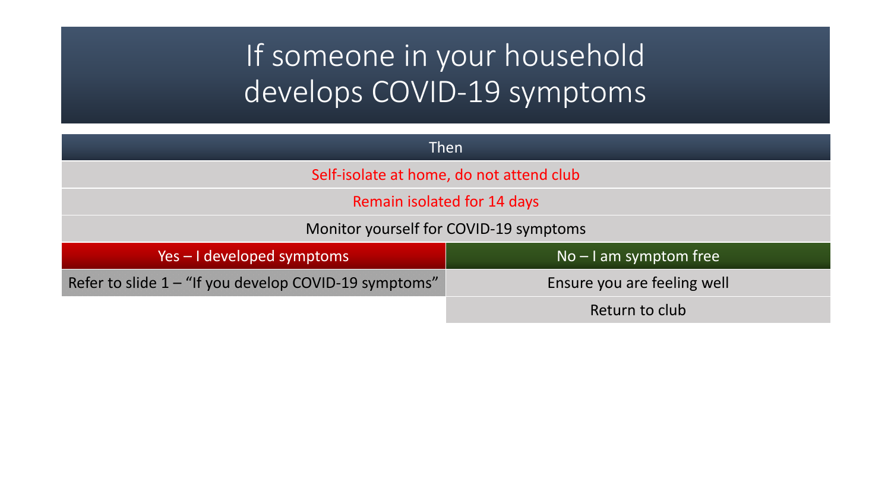# If someone in your household develops COVID-19 symptoms

| Then | |
|---|---|
| Self-isolate at home, do not attend club | |
| Remain isolated for 14 days | |
| Monitor yourself for COVID-19 symptoms | |
| Yes – I developed symptoms | No – I am symptom free |
| Refer to slide 1 – "If you develop COVID-19 symptoms" | Ensure you are feeling well |
| | Return to club |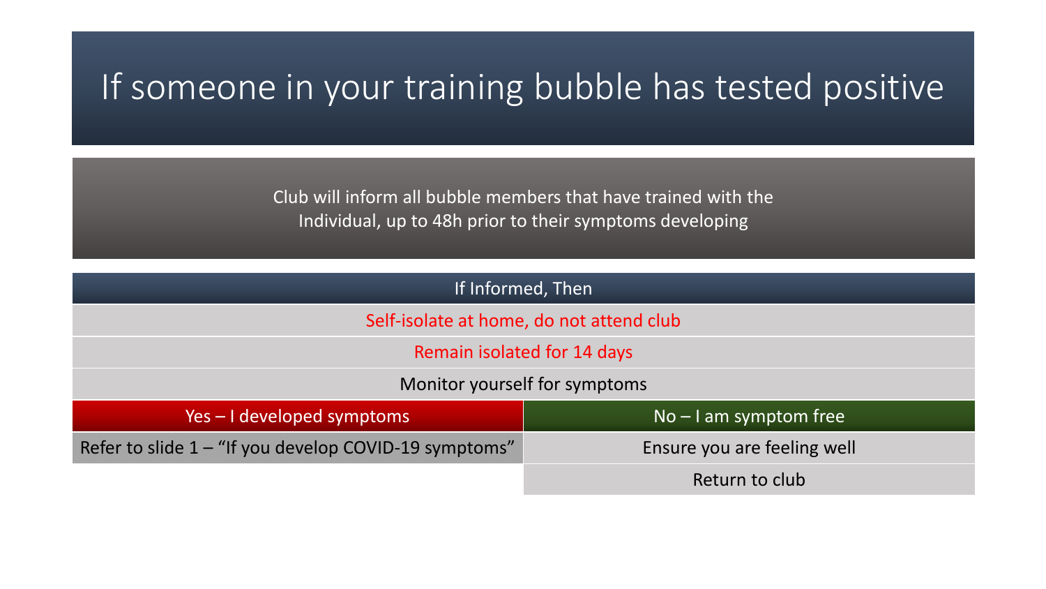# If someone in your training bubble has tested positive

Club will inform all bubble members that have trained with the Individual, up to 48h prior to their symptoms developing

| If Informed, Then | |
|---|---|
| Self-isolate at home, do not attend club | |
| Remain isolated for 14 days | |
| Monitor yourself for symptoms | |
| Yes – I developed symptoms | No – I am symptom free |
| Refer to slide 1 – "If you develop COVID-19 symptoms" | Ensure you are feeling well |
| | Return to club |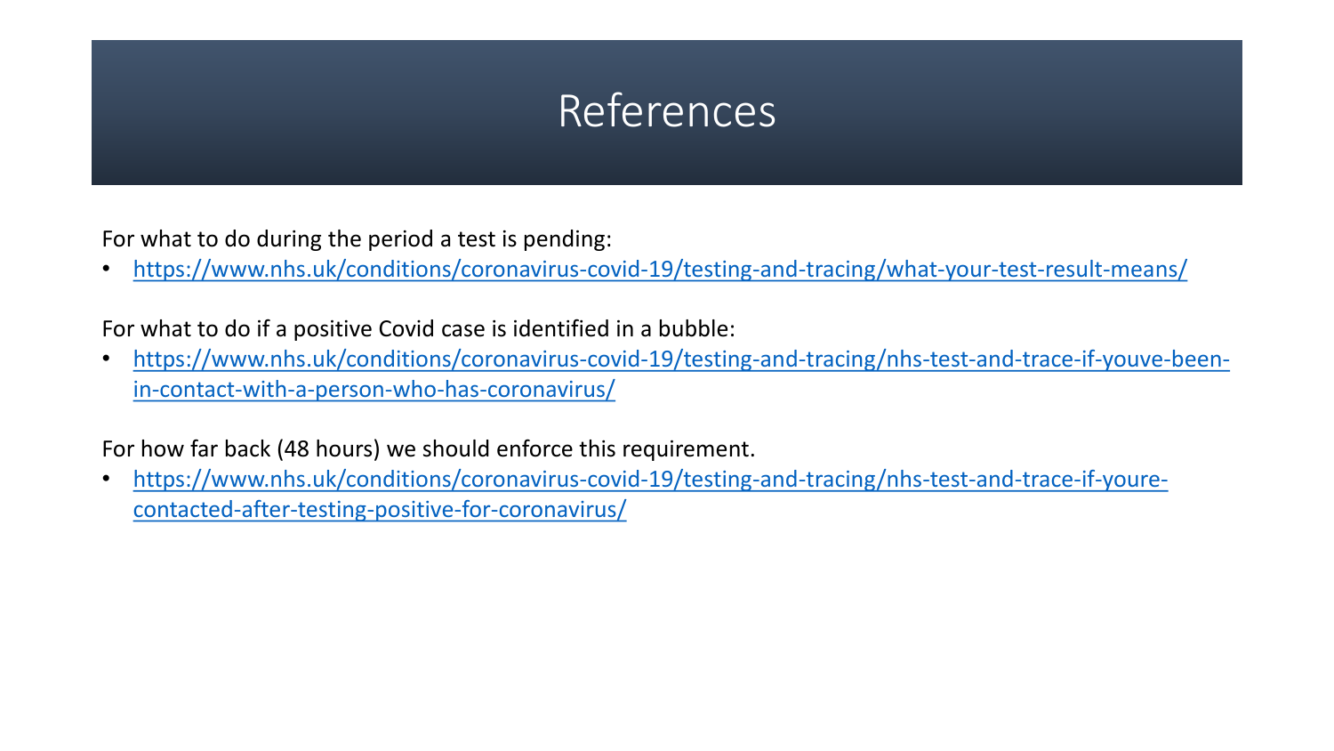# References

For what to do during the period a test is pending:

- https://www.nhs.uk/conditions/coronavirus-covid-19/testing-and-tracing/what-your-test-result-means/

For what to do if a positive Covid case is identified in a bubble:

- https://www.nhs.uk/conditions/coronavirus-covid-19/testing-and-tracing/nhs-test-and-trace-if-youve-been-in-contact-with-a-person-who-has-coronavirus/

For how far back (48 hours) we should enforce this requirement.

- https://www.nhs.uk/conditions/coronavirus-covid-19/testing-and-tracing/nhs-test-and-trace-if-youre-contacted-after-testing-positive-for-coronavirus/